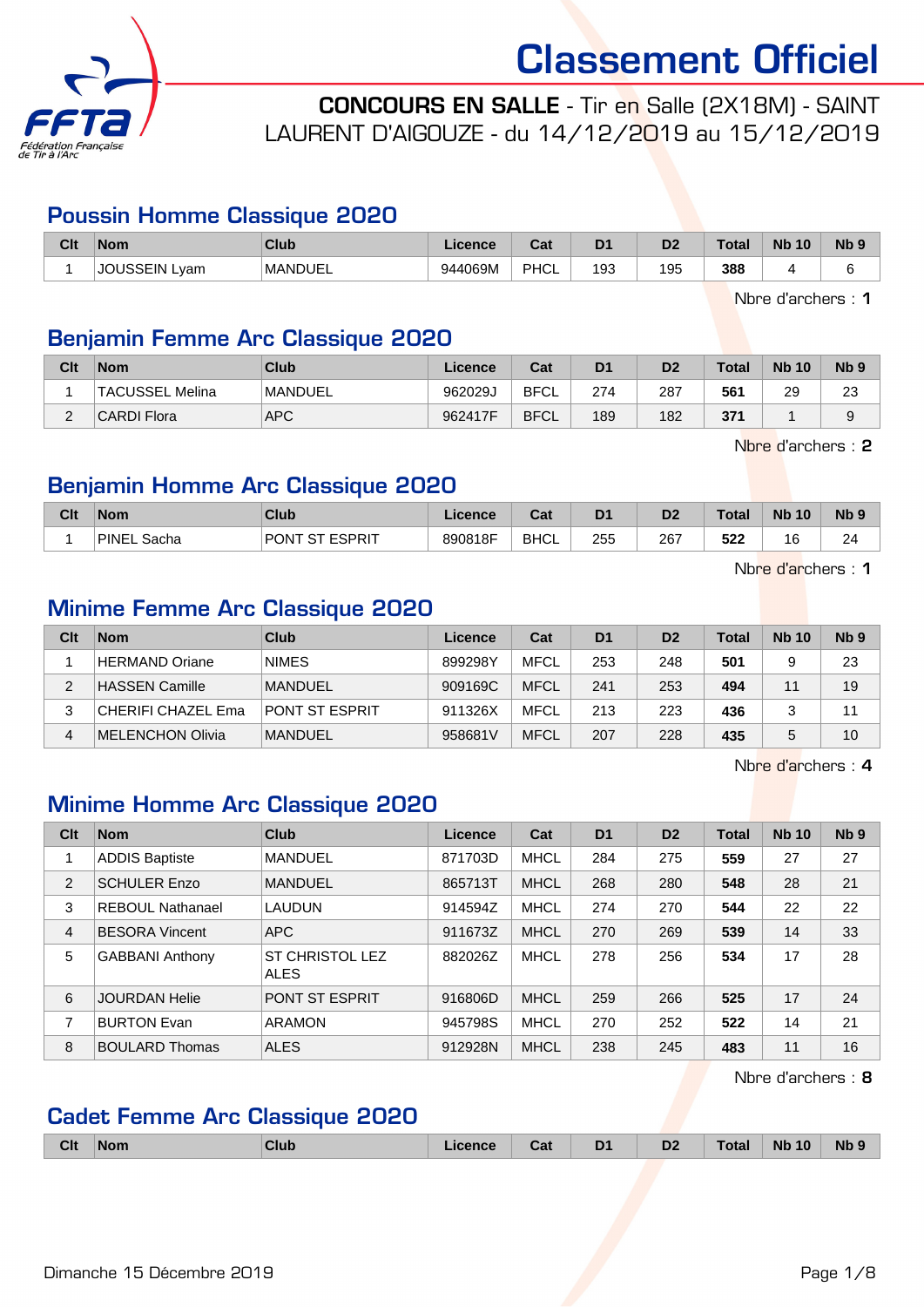# Classement Officiel

**CONCOURS EN SALLE** - Tir en Salle (2X18M) - SAINT LAURENT D'AIGOUZE - du 14/12/2019 au 15/12/2019

## Poussin Homme Classique 2020

| Clt | Nom | Club | Licence | Cat | D1 | D2 | Total | Nb 10 | Nb 9 |
|---|---|---|---|---|---|---|---|---|---|
| 1 | JOUSSEIN Lyam | MANDUEL | 944069M | PHCL | 193 | 195 | **388** | 4 | 6 |

Nbre d'archers : **1**

## Benjamin Femme Arc Classique 2020

| Clt | Nom | Club | Licence | Cat | D1 | D2 | Total | Nb 10 | Nb 9 |
|---|---|---|---|---|---|---|---|---|---|
| 1 | TACUSSEL Melina | MANDUEL | 962029J | BFCL | 274 | 287 | **561** | 29 | 23 |
| 2 | CARDI Flora | APC | 962417F | BFCL | 189 | 182 | **371** | 1 | 9 |

Nbre d'archers : **2**

## Benjamin Homme Arc Classique 2020

| Clt | Nom | Club | Licence | Cat | D1 | D2 | Total | Nb 10 | Nb 9 |
|---|---|---|---|---|---|---|---|---|---|
| 1 | PINEL Sacha | PONT ST ESPRIT | 890818F | BHCL | 255 | 267 | **522** | 16 | 24 |

Nbre d'archers : **1**

## Minime Femme Arc Classique 2020

| Clt | Nom | Club | Licence | Cat | D1 | D2 | Total | Nb 10 | Nb 9 |
|---|---|---|---|---|---|---|---|---|---|
| 1 | HERMAND Oriane | NIMES | 899298Y | MFCL | 253 | 248 | **501** | 9 | 23 |
| 2 | HASSEN Camille | MANDUEL | 909169C | MFCL | 241 | 253 | **494** | 11 | 19 |
| 3 | CHERIFI CHAZEL Ema | PONT ST ESPRIT | 911326X | MFCL | 213 | 223 | **436** | 3 | 11 |
| 4 | MELENCHON Olivia | MANDUEL | 958681V | MFCL | 207 | 228 | **435** | 5 | 10 |

Nbre d'archers : **4**

## Minime Homme Arc Classique 2020

| Clt | Nom | Club | Licence | Cat | D1 | D2 | Total | Nb 10 | Nb 9 |
|---|---|---|---|---|---|---|---|---|---|
| 1 | ADDIS Baptiste | MANDUEL | 871703D | MHCL | 284 | 275 | **559** | 27 | 27 |
| 2 | SCHULER Enzo | MANDUEL | 865713T | MHCL | 268 | 280 | **548** | 28 | 21 |
| 3 | REBOUL Nathanael | LAUDUN | 914594Z | MHCL | 274 | 270 | **544** | 22 | 22 |
| 4 | BESORA Vincent | APC | 911673Z | MHCL | 270 | 269 | **539** | 14 | 33 |
| 5 | GABBANI Anthony | ST CHRISTOL LEZ ALES | 882026Z | MHCL | 278 | 256 | **534** | 17 | 28 |
| 6 | JOURDAN Helie | PONT ST ESPRIT | 916806D | MHCL | 259 | 266 | **525** | 17 | 24 |
| 7 | BURTON Evan | ARAMON | 945798S | MHCL | 270 | 252 | **522** | 14 | 21 |
| 8 | BOULARD Thomas | ALES | 912928N | MHCL | 238 | 245 | **483** | 11 | 16 |

Nbre d'archers : **8**

## Cadet Femme Arc Classique 2020

| Clt | Nom | Club | Licence | Cat | D1 | D2 | Total | Nb 10 | Nb 9 |
|---|---|---|---|---|---|---|---|---|---|

Dimanche 15 Décembre 2019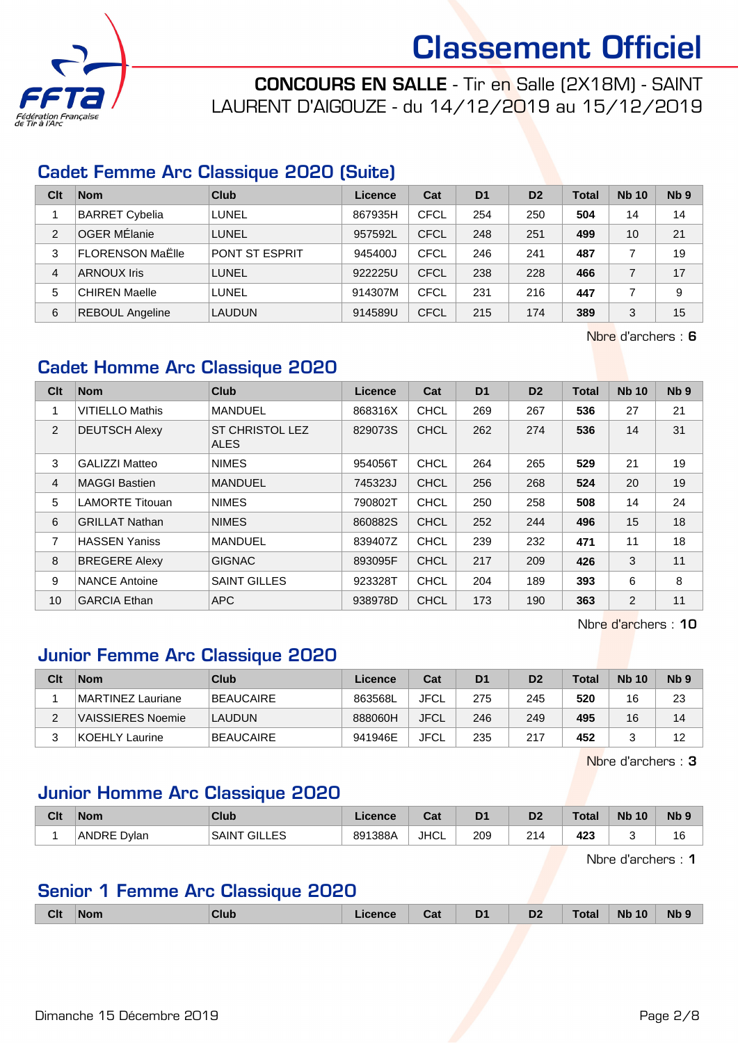# Classement Officiel

**CONCOURS EN SALLE** - Tir en Salle (2X18M) - SAINT LAURENT D'AIGOUZE - du 14/12/2019 au 15/12/2019

## Cadet Femme Arc Classique 2020 (Suite)

| Clt | Nom | Club | Licence | Cat | D1 | D2 | Total | Nb 10 | Nb 9 |
|---|---|---|---|---|---|---|---|---|---|
| 1 | BARRET Cybelia | LUNEL | 867935H | CFCL | 254 | 250 | **504** | 14 | 14 |
| 2 | OGER MÉlanie | LUNEL | 957592L | CFCL | 248 | 251 | **499** | 10 | 21 |
| 3 | FLORENSON MaËlle | PONT ST ESPRIT | 945400J | CFCL | 246 | 241 | **487** | 7 | 19 |
| 4 | ARNOUX Iris | LUNEL | 922225U | CFCL | 238 | 228 | **466** | 7 | 17 |
| 5 | CHIREN Maelle | LUNEL | 914307M | CFCL | 231 | 216 | **447** | 7 | 9 |
| 6 | REBOUL Angeline | LAUDUN | 914589U | CFCL | 215 | 174 | **389** | 3 | 15 |

Nbre d'archers : **6**

## Cadet Homme Arc Classique 2020

| Clt | Nom | Club | Licence | Cat | D1 | D2 | Total | Nb 10 | Nb 9 |
|---|---|---|---|---|---|---|---|---|---|
| 1 | VITIELLO Mathis | MANDUEL | 868316X | CHCL | 269 | 267 | **536** | 27 | 21 |
| 2 | DEUTSCH Alexy | ST CHRISTOL LEZ ALES | 829073S | CHCL | 262 | 274 | **536** | 14 | 31 |
| 3 | GALIZZI Matteo | NIMES | 954056T | CHCL | 264 | 265 | **529** | 21 | 19 |
| 4 | MAGGI Bastien | MANDUEL | 745323J | CHCL | 256 | 268 | **524** | 20 | 19 |
| 5 | LAMORTE Titouan | NIMES | 790802T | CHCL | 250 | 258 | **508** | 14 | 24 |
| 6 | GRILLAT Nathan | NIMES | 860882S | CHCL | 252 | 244 | **496** | 15 | 18 |
| 7 | HASSEN Yaniss | MANDUEL | 839407Z | CHCL | 239 | 232 | **471** | 11 | 18 |
| 8 | BREGERE Alexy | GIGNAC | 893095F | CHCL | 217 | 209 | **426** | 3 | 11 |
| 9 | NANCE Antoine | SAINT GILLES | 923328T | CHCL | 204 | 189 | **393** | 6 | 8 |
| 10 | GARCIA Ethan | APC | 938978D | CHCL | 173 | 190 | **363** | 2 | 11 |

Nbre d'archers : **10**

## Junior Femme Arc Classique 2020

| Clt | Nom | Club | Licence | Cat | D1 | D2 | Total | Nb 10 | Nb 9 |
|---|---|---|---|---|---|---|---|---|---|
| 1 | MARTINEZ Lauriane | BEAUCAIRE | 863568L | JFCL | 275 | 245 | **520** | 16 | 23 |
| 2 | VAISSIERES Noemie | LAUDUN | 888060H | JFCL | 246 | 249 | **495** | 16 | 14 |
| 3 | KOEHLY Laurine | BEAUCAIRE | 941946E | JFCL | 235 | 217 | **452** | 3 | 12 |

Nbre d'archers : **3**

## Junior Homme Arc Classique 2020

| Clt | Nom | Club | Licence | Cat | D1 | D2 | Total | Nb 10 | Nb 9 |
|---|---|---|---|---|---|---|---|---|---|
| 1 | ANDRE Dylan | SAINT GILLES | 891388A | JHCL | 209 | 214 | **423** | 3 | 16 |

Nbre d'archers : **1**

## Senior 1 Femme Arc Classique 2020

| Clt | Nom | Club | Licence | Cat | D1 | D2 | Total | Nb 10 | Nb 9 |
|---|---|---|---|---|---|---|---|---|---|

Dimanche 15 Décembre 2019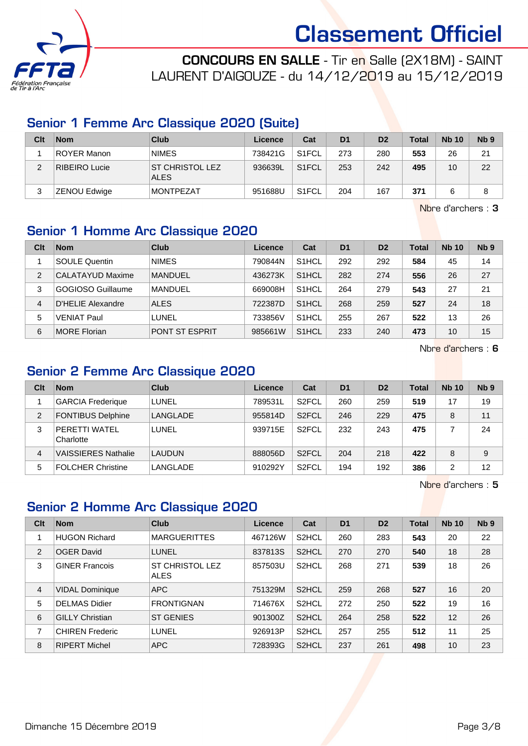# Classement Officiel

**CONCOURS EN SALLE** - Tir en Salle (2X18M) - SAINT LAURENT D'AIGOUZE - du 14/12/2019 au 15/12/2019

## Senior 1 Femme Arc Classique 2020 (Suite)

| Clt | Nom | Club | Licence | Cat | D1 | D2 | Total | Nb 10 | Nb 9 |
|---|---|---|---|---|---|---|---|---|---|
| 1 | ROYER Manon | NIMES | 738421G | S1FCL | 273 | 280 | **553** | 26 | 21 |
| 2 | RIBEIRO Lucie | ST CHRISTOL LEZ ALES | 936639L | S1FCL | 253 | 242 | **495** | 10 | 22 |
| 3 | ZENOU Edwige | MONTPEZAT | 951688U | S1FCL | 204 | 167 | **371** | 6 | 8 |

Nbre d'archers : **3**

## Senior 1 Homme Arc Classique 2020

| Clt | Nom | Club | Licence | Cat | D1 | D2 | Total | Nb 10 | Nb 9 |
|---|---|---|---|---|---|---|---|---|---|
| 1 | SOULE Quentin | NIMES | 790844N | S1HCL | 292 | 292 | **584** | 45 | 14 |
| 2 | CALATAYUD Maxime | MANDUEL | 436273K | S1HCL | 282 | 274 | **556** | 26 | 27 |
| 3 | GOGIOSO Guillaume | MANDUEL | 669008H | S1HCL | 264 | 279 | **543** | 27 | 21 |
| 4 | D'HELIE Alexandre | ALES | 722387D | S1HCL | 268 | 259 | **527** | 24 | 18 |
| 5 | VENIAT Paul | LUNEL | 733856V | S1HCL | 255 | 267 | **522** | 13 | 26 |
| 6 | MORE Florian | PONT ST ESPRIT | 985661W | S1HCL | 233 | 240 | **473** | 10 | 15 |

Nbre d'archers : **6**

## Senior 2 Femme Arc Classique 2020

| Clt | Nom | Club | Licence | Cat | D1 | D2 | Total | Nb 10 | Nb 9 |
|---|---|---|---|---|---|---|---|---|---|
| 1 | GARCIA Frederique | LUNEL | 789531L | S2FCL | 260 | 259 | **519** | 17 | 19 |
| 2 | FONTIBUS Delphine | LANGLADE | 955814D | S2FCL | 246 | 229 | **475** | 8 | 11 |
| 3 | PERETTI WATEL Charlotte | LUNEL | 939715E | S2FCL | 232 | 243 | **475** | 7 | 24 |
| 4 | VAISSIERES Nathalie | LAUDUN | 888056D | S2FCL | 204 | 218 | **422** | 8 | 9 |
| 5 | FOLCHER Christine | LANGLADE | 910292Y | S2FCL | 194 | 192 | **386** | 2 | 12 |

Nbre d'archers : **5**

## Senior 2 Homme Arc Classique 2020

| Clt | Nom | Club | Licence | Cat | D1 | D2 | Total | Nb 10 | Nb 9 |
|---|---|---|---|---|---|---|---|---|---|
| 1 | HUGON Richard | MARGUERITTES | 467126W | S2HCL | 260 | 283 | **543** | 20 | 22 |
| 2 | OGER David | LUNEL | 837813S | S2HCL | 270 | 270 | **540** | 18 | 28 |
| 3 | GINER Francois | ST CHRISTOL LEZ ALES | 857503U | S2HCL | 268 | 271 | **539** | 18 | 26 |
| 4 | VIDAL Dominique | APC | 751329M | S2HCL | 259 | 268 | **527** | 16 | 20 |
| 5 | DELMAS Didier | FRONTIGNAN | 714676X | S2HCL | 272 | 250 | **522** | 19 | 16 |
| 6 | GILLY Christian | ST GENIES | 901300Z | S2HCL | 264 | 258 | **522** | 12 | 26 |
| 7 | CHIREN Frederic | LUNEL | 926913P | S2HCL | 257 | 255 | **512** | 11 | 25 |
| 8 | RIPERT Michel | APC | 728393G | S2HCL | 237 | 261 | **498** | 10 | 23 |

Dimanche 15 Décembre 2019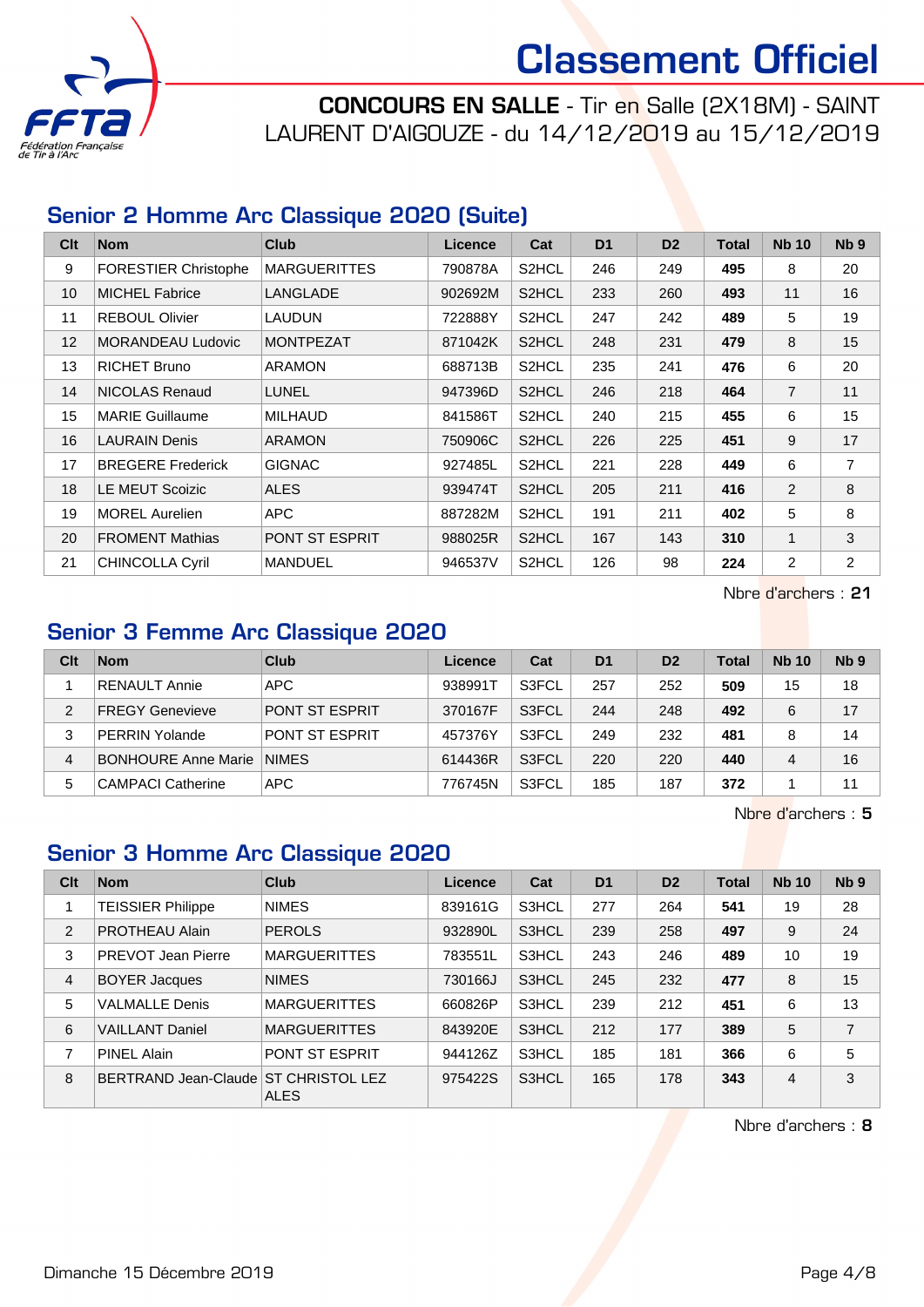# Classement Officiel

**CONCOURS EN SALLE** - Tir en Salle (2X18M) - SAINT LAURENT D'AIGOUZE - du 14/12/2019 au 15/12/2019

## Senior 2 Homme Arc Classique 2020 (Suite)

| Clt | Nom | Club | Licence | Cat | D1 | D2 | Total | Nb 10 | Nb 9 |
|---|---|---|---|---|---|---|---|---|---|
| 9 | FORESTIER Christophe | MARGUERITTES | 790878A | S2HCL | 246 | 249 | **495** | 8 | 20 |
| 10 | MICHEL Fabrice | LANGLADE | 902692M | S2HCL | 233 | 260 | **493** | 11 | 16 |
| 11 | REBOUL Olivier | LAUDUN | 722888Y | S2HCL | 247 | 242 | **489** | 5 | 19 |
| 12 | MORANDEAU Ludovic | MONTPEZAT | 871042K | S2HCL | 248 | 231 | **479** | 8 | 15 |
| 13 | RICHET Bruno | ARAMON | 688713B | S2HCL | 235 | 241 | **476** | 6 | 20 |
| 14 | NICOLAS Renaud | LUNEL | 947396D | S2HCL | 246 | 218 | **464** | 7 | 11 |
| 15 | MARIE Guillaume | MILHAUD | 841586T | S2HCL | 240 | 215 | **455** | 6 | 15 |
| 16 | LAURAIN Denis | ARAMON | 750906C | S2HCL | 226 | 225 | **451** | 9 | 17 |
| 17 | BREGERE Frederick | GIGNAC | 927485L | S2HCL | 221 | 228 | **449** | 6 | 7 |
| 18 | LE MEUT Scoizic | ALES | 939474T | S2HCL | 205 | 211 | **416** | 2 | 8 |
| 19 | MOREL Aurelien | APC | 887282M | S2HCL | 191 | 211 | **402** | 5 | 8 |
| 20 | FROMENT Mathias | PONT ST ESPRIT | 988025R | S2HCL | 167 | 143 | **310** | 1 | 3 |
| 21 | CHINCOLLA Cyril | MANDUEL | 946537V | S2HCL | 126 | 98 | **224** | 2 | 2 |

Nbre d'archers : **21**

## Senior 3 Femme Arc Classique 2020

| Clt | Nom | Club | Licence | Cat | D1 | D2 | Total | Nb 10 | Nb 9 |
|---|---|---|---|---|---|---|---|---|---|
| 1 | RENAULT Annie | APC | 938991T | S3FCL | 257 | 252 | **509** | 15 | 18 |
| 2 | FREGY Genevieve | PONT ST ESPRIT | 370167F | S3FCL | 244 | 248 | **492** | 6 | 17 |
| 3 | PERRIN Yolande | PONT ST ESPRIT | 457376Y | S3FCL | 249 | 232 | **481** | 8 | 14 |
| 4 | BONHOURE Anne Marie | NIMES | 614436R | S3FCL | 220 | 220 | **440** | 4 | 16 |
| 5 | CAMPACI Catherine | APC | 776745N | S3FCL | 185 | 187 | **372** | 1 | 11 |

Nbre d'archers : **5**

## Senior 3 Homme Arc Classique 2020

| Clt | Nom | Club | Licence | Cat | D1 | D2 | Total | Nb 10 | Nb 9 |
|---|---|---|---|---|---|---|---|---|---|
| 1 | TEISSIER Philippe | NIMES | 839161G | S3HCL | 277 | 264 | **541** | 19 | 28 |
| 2 | PROTHEAU Alain | PEROLS | 932890L | S3HCL | 239 | 258 | **497** | 9 | 24 |
| 3 | PREVOT Jean Pierre | MARGUERITTES | 783551L | S3HCL | 243 | 246 | **489** | 10 | 19 |
| 4 | BOYER Jacques | NIMES | 730166J | S3HCL | 245 | 232 | **477** | 8 | 15 |
| 5 | VALMALLE Denis | MARGUERITTES | 660826P | S3HCL | 239 | 212 | **451** | 6 | 13 |
| 6 | VAILLANT Daniel | MARGUERITTES | 843920E | S3HCL | 212 | 177 | **389** | 5 | 7 |
| 7 | PINEL Alain | PONT ST ESPRIT | 944126Z | S3HCL | 185 | 181 | **366** | 6 | 5 |
| 8 | BERTRAND Jean-Claude | ST CHRISTOL LEZ ALES | 975422S | S3HCL | 165 | 178 | **343** | 4 | 3 |

Nbre d'archers : **8**

Dimanche 15 Décembre 2019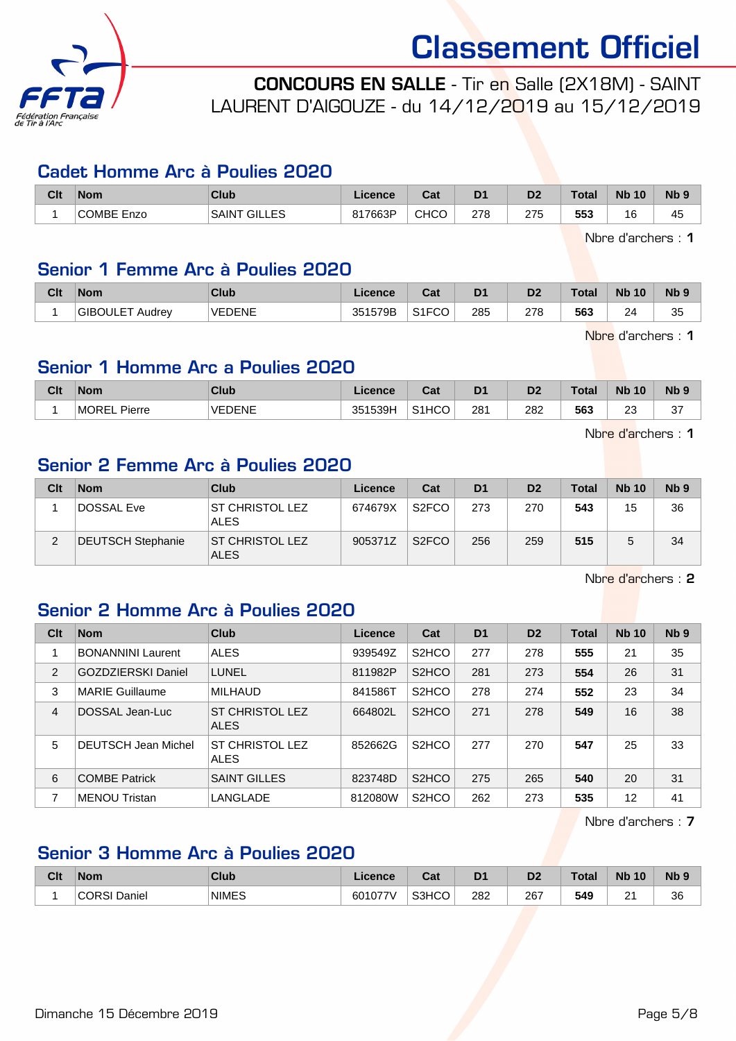# Classement Officiel

**CONCOURS EN SALLE** - Tir en Salle (2X18M) - SAINT LAURENT D'AIGOUZE - du 14/12/2019 au 15/12/2019

## Cadet Homme Arc à Poulies 2020

| Clt | Nom | Club | Licence | Cat | D1 | D2 | Total | Nb 10 | Nb 9 |
|---|---|---|---|---|---|---|---|---|---|
| 1 | COMBE Enzo | SAINT GILLES | 817663P | CHCO | 278 | 275 | **553** | 16 | 45 |

Nbre d'archers : **1**

## Senior 1 Femme Arc à Poulies 2020

| Clt | Nom | Club | Licence | Cat | D1 | D2 | Total | Nb 10 | Nb 9 |
|---|---|---|---|---|---|---|---|---|---|
| 1 | GIBOULET Audrey | VEDENE | 351579B | S1FCO | 285 | 278 | **563** | 24 | 35 |

Nbre d'archers : **1**

## Senior 1 Homme Arc a Poulies 2020

| Clt | Nom | Club | Licence | Cat | D1 | D2 | Total | Nb 10 | Nb 9 |
|---|---|---|---|---|---|---|---|---|---|
| 1 | MOREL Pierre | VEDENE | 351539H | S1HCO | 281 | 282 | **563** | 23 | 37 |

Nbre d'archers : **1**

## Senior 2 Femme Arc à Poulies 2020

| Clt | Nom | Club | Licence | Cat | D1 | D2 | Total | Nb 10 | Nb 9 |
|---|---|---|---|---|---|---|---|---|---|
| 1 | DOSSAL Eve | ST CHRISTOL LEZ ALES | 674679X | S2FCO | 273 | 270 | **543** | 15 | 36 |
| 2 | DEUTSCH Stephanie | ST CHRISTOL LEZ ALES | 905371Z | S2FCO | 256 | 259 | **515** | 5 | 34 |

Nbre d'archers : **2**

## Senior 2 Homme Arc à Poulies 2020

| Clt | Nom | Club | Licence | Cat | D1 | D2 | Total | Nb 10 | Nb 9 |
|---|---|---|---|---|---|---|---|---|---|
| 1 | BONANNINI Laurent | ALES | 939549Z | S2HCO | 277 | 278 | **555** | 21 | 35 |
| 2 | GOZDZIERSKI Daniel | LUNEL | 811982P | S2HCO | 281 | 273 | **554** | 26 | 31 |
| 3 | MARIE Guillaume | MILHAUD | 841586T | S2HCO | 278 | 274 | **552** | 23 | 34 |
| 4 | DOSSAL Jean-Luc | ST CHRISTOL LEZ ALES | 664802L | S2HCO | 271 | 278 | **549** | 16 | 38 |
| 5 | DEUTSCH Jean Michel | ST CHRISTOL LEZ ALES | 852662G | S2HCO | 277 | 270 | **547** | 25 | 33 |
| 6 | COMBE Patrick | SAINT GILLES | 823748D | S2HCO | 275 | 265 | **540** | 20 | 31 |
| 7 | MENOU Tristan | LANGLADE | 812080W | S2HCO | 262 | 273 | **535** | 12 | 41 |

Nbre d'archers : **7**

## Senior 3 Homme Arc à Poulies 2020

| Clt | Nom | Club | Licence | Cat | D1 | D2 | Total | Nb 10 | Nb 9 |
|---|---|---|---|---|---|---|---|---|---|
| 1 | CORSI Daniel | NIMES | 601077V | S3HCO | 282 | 267 | **549** | 21 | 36 |

Dimanche 15 Décembre 2019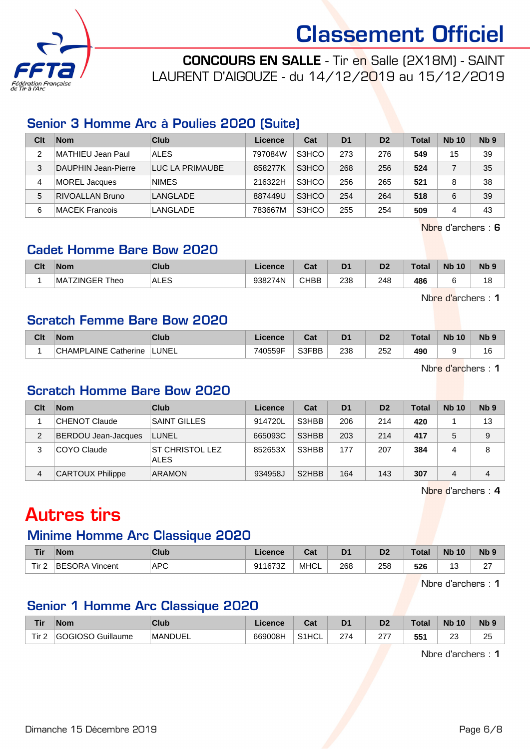# Classement Officiel

**CONCOURS EN SALLE** - Tir en Salle (2X18M) - SAINT LAURENT D'AIGOUZE - du 14/12/2019 au 15/12/2019

## Senior 3 Homme Arc à Poulies 2020 (Suite)

| Clt | Nom | Club | Licence | Cat | D1 | D2 | Total | Nb 10 | Nb 9 |
|---|---|---|---|---|---|---|---|---|---|
| 2 | MATHIEU Jean Paul | ALES | 797084W | S3HCO | 273 | 276 | **549** | 15 | 39 |
| 3 | DAUPHIN Jean-Pierre | LUC LA PRIMAUBE | 858277K | S3HCO | 268 | 256 | **524** | 7 | 35 |
| 4 | MOREL Jacques | NIMES | 216322H | S3HCO | 256 | 265 | **521** | 8 | 38 |
| 5 | RIVOALLAN Bruno | LANGLADE | 887449U | S3HCO | 254 | 264 | **518** | 6 | 39 |
| 6 | MACEK Francois | LANGLADE | 783667M | S3HCO | 255 | 254 | **509** | 4 | 43 |

Nbre d'archers : **6**

## Cadet Homme Bare Bow 2020

| Clt | Nom | Club | Licence | Cat | D1 | D2 | Total | Nb 10 | Nb 9 |
|---|---|---|---|---|---|---|---|---|---|
| 1 | MATZINGER Theo | ALES | 938274N | CHBB | 238 | 248 | **486** | 6 | 18 |

Nbre d'archers : **1**

## Scratch Femme Bare Bow 2020

| Clt | Nom | Club | Licence | Cat | D1 | D2 | Total | Nb 10 | Nb 9 |
|---|---|---|---|---|---|---|---|---|---|
| 1 | CHAMPLAINE Catherine | LUNEL | 740559F | S3FBB | 238 | 252 | **490** | 9 | 16 |

Nbre d'archers : **1**

## Scratch Homme Bare Bow 2020

| Clt | Nom | Club | Licence | Cat | D1 | D2 | Total | Nb 10 | Nb 9 |
|---|---|---|---|---|---|---|---|---|---|
| 1 | CHENOT Claude | SAINT GILLES | 914720L | S3HBB | 206 | 214 | **420** | 1 | 13 |
| 2 | BERDOU Jean-Jacques | LUNEL | 665093C | S3HBB | 203 | 214 | **417** | 5 | 9 |
| 3 | COYO Claude | ST CHRISTOL LEZ ALES | 852653X | S3HBB | 177 | 207 | **384** | 4 | 8 |
| 4 | CARTOUX Philippe | ARAMON | 934958J | S2HBB | 164 | 143 | **307** | 4 | 4 |

Nbre d'archers : **4**

# Autres tirs

## Minime Homme Arc Classique 2020

| Tir | Nom | Club | Licence | Cat | D1 | D2 | Total | Nb 10 | Nb 9 |
|---|---|---|---|---|---|---|---|---|---|
| Tir 2 | BESORA Vincent | APC | 911673Z | MHCL | 268 | 258 | **526** | 13 | 27 |

Nbre d'archers : **1**

## Senior 1 Homme Arc Classique 2020

| Tir | Nom | Club | Licence | Cat | D1 | D2 | Total | Nb 10 | Nb 9 |
|---|---|---|---|---|---|---|---|---|---|
| Tir 2 | GOGIOSO Guillaume | MANDUEL | 669008H | S1HCL | 274 | 277 | **551** | 23 | 25 |

Nbre d'archers : **1**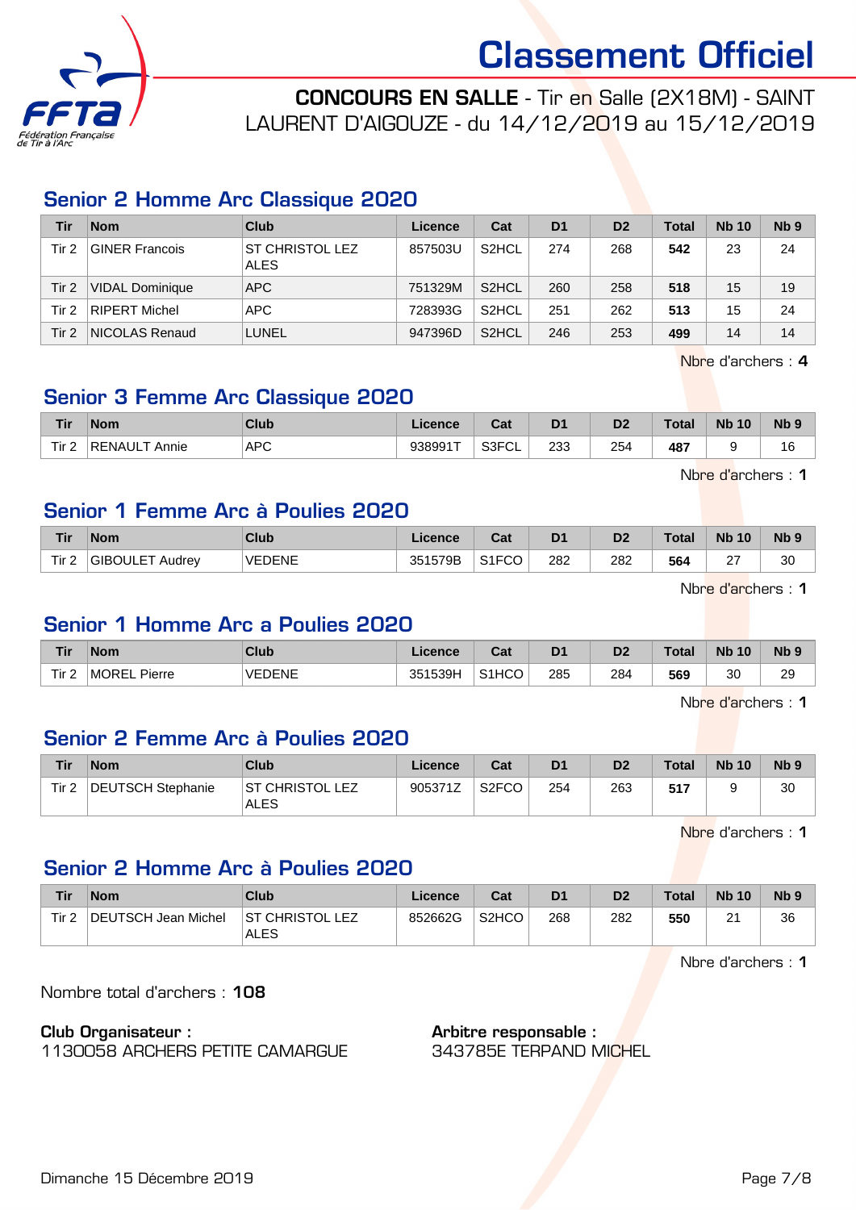# Classement Officiel

**CONCOURS EN SALLE** - Tir en Salle (2X18M) - SAINT LAURENT D'AIGOUZE - du 14/12/2019 au 15/12/2019

## Senior 2 Homme Arc Classique 2020

| Tir | Nom | Club | Licence | Cat | D1 | D2 | Total | Nb 10 | Nb 9 |
|---|---|---|---|---|---|---|---|---|---|
| Tir 2 | GINER Francois | ST CHRISTOL LEZ ALES | 857503U | S2HCL | 274 | 268 | **542** | 23 | 24 |
| Tir 2 | VIDAL Dominique | APC | 751329M | S2HCL | 260 | 258 | **518** | 15 | 19 |
| Tir 2 | RIPERT Michel | APC | 728393G | S2HCL | 251 | 262 | **513** | 15 | 24 |
| Tir 2 | NICOLAS Renaud | LUNEL | 947396D | S2HCL | 246 | 253 | **499** | 14 | 14 |

Nbre d'archers : **4**

## Senior 3 Femme Arc Classique 2020

| Tir | Nom | Club | Licence | Cat | D1 | D2 | Total | Nb 10 | Nb 9 |
|---|---|---|---|---|---|---|---|---|---|
| Tir 2 | RENAULT Annie | APC | 938991T | S3FCL | 233 | 254 | **487** | 9 | 16 |

Nbre d'archers : **1**

## Senior 1 Femme Arc à Poulies 2020

| Tir | Nom | Club | Licence | Cat | D1 | D2 | Total | Nb 10 | Nb 9 |
|---|---|---|---|---|---|---|---|---|---|
| Tir 2 | GIBOULET Audrey | VEDENE | 351579B | S1FCO | 282 | 282 | **564** | 27 | 30 |

Nbre d'archers : **1**

## Senior 1 Homme Arc a Poulies 2020

| Tir | Nom | Club | Licence | Cat | D1 | D2 | Total | Nb 10 | Nb 9 |
|---|---|---|---|---|---|---|---|---|---|
| Tir 2 | MOREL Pierre | VEDENE | 351539H | S1HCO | 285 | 284 | **569** | 30 | 29 |

Nbre d'archers : **1**

## Senior 2 Femme Arc à Poulies 2020

| Tir | Nom | Club | Licence | Cat | D1 | D2 | Total | Nb 10 | Nb 9 |
|---|---|---|---|---|---|---|---|---|---|
| Tir 2 | DEUTSCH Stephanie | ST CHRISTOL LEZ ALES | 905371Z | S2FCO | 254 | 263 | **517** | 9 | 30 |

Nbre d'archers : **1**

## Senior 2 Homme Arc à Poulies 2020

| Tir | Nom | Club | Licence | Cat | D1 | D2 | Total | Nb 10 | Nb 9 |
|---|---|---|---|---|---|---|---|---|---|
| Tir 2 | DEUTSCH Jean Michel | ST CHRISTOL LEZ ALES | 852662G | S2HCO | 268 | 282 | **550** | 21 | 36 |

Nbre d'archers : **1**

Nombre total d'archers : **108**

**Club Organisateur :**
1130058 ARCHERS PETITE CAMARGUE

**Arbitre responsable :**
343785E TERPAND MICHEL

Dimanche 15 Décembre 2019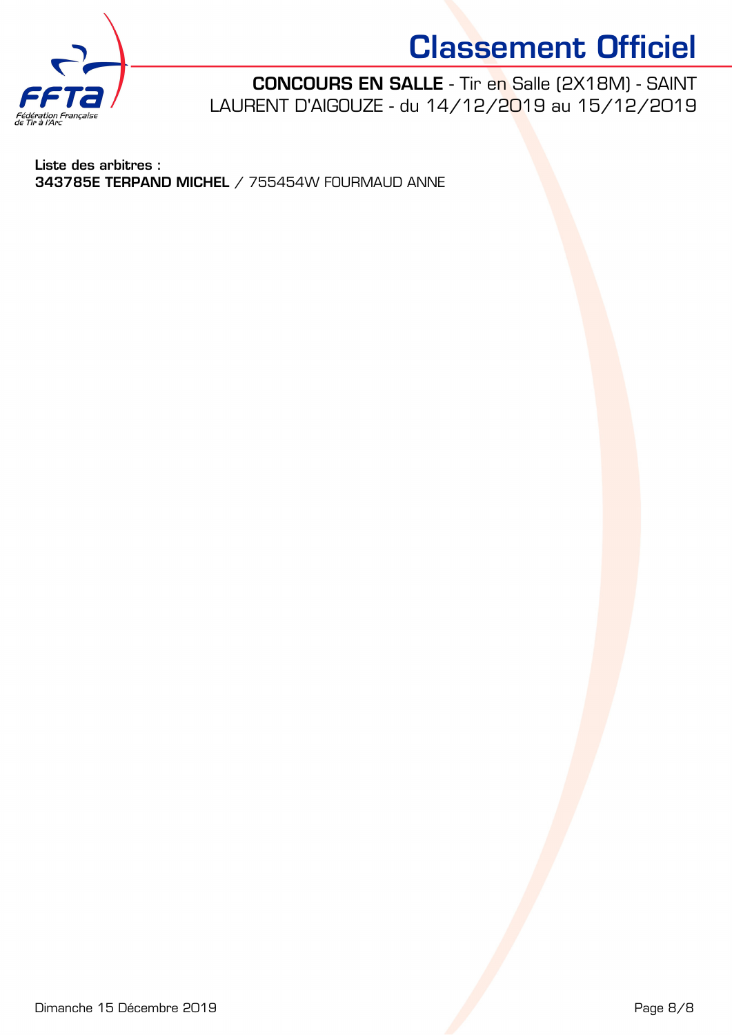# Classement Officiel

**CONCOURS EN SALLE** - Tir en Salle (2X18M) - SAINT LAURENT D'AIGOUZE - du 14/12/2019 au 15/12/2019

**Liste des arbitres :**
**343785E TERPAND MICHEL** / 755454W FOURMAUD ANNE